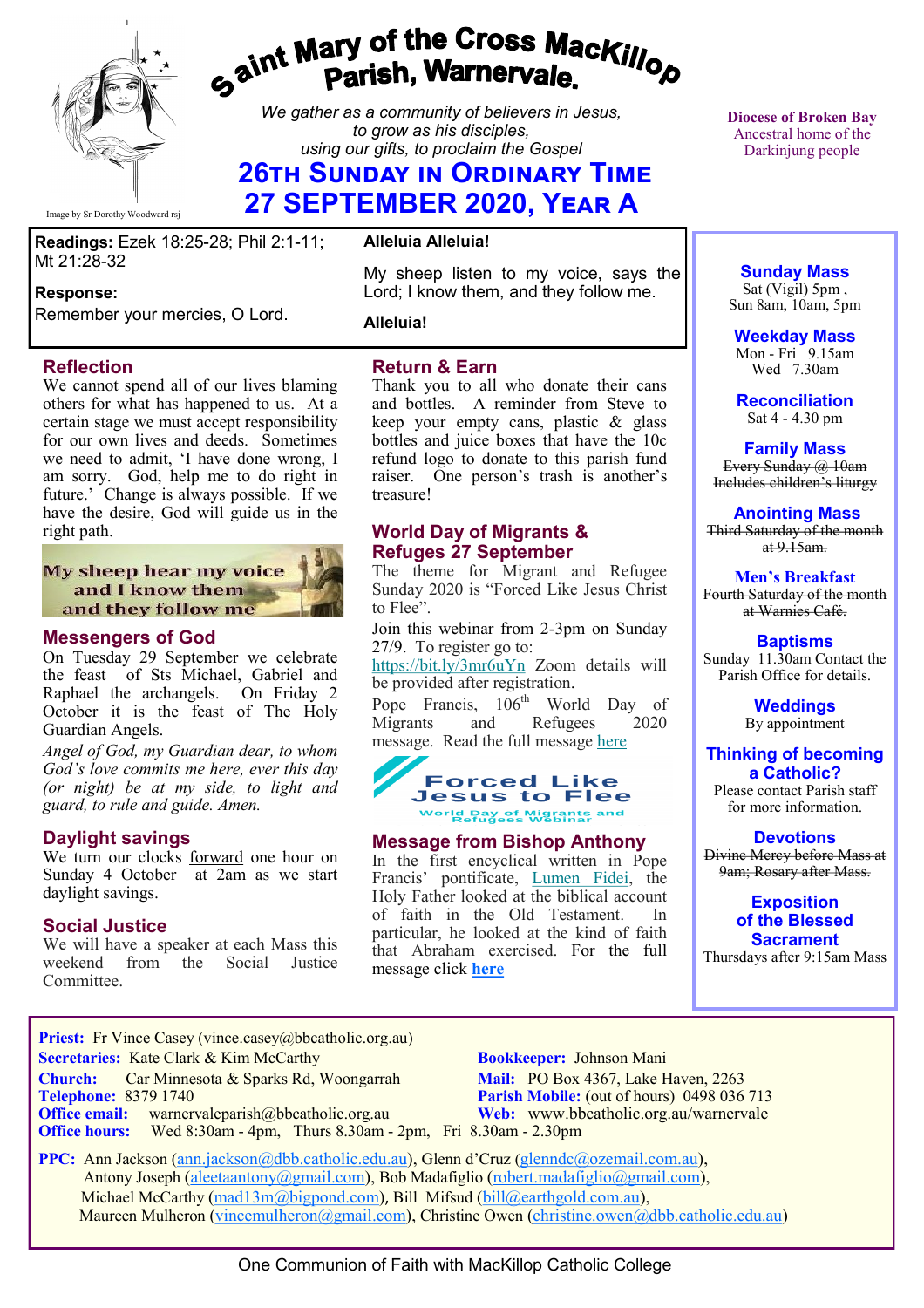# Saint Mary of the Cross MacKillop Parish, Warnervale.

*We gather as a community of believers in Jesus, to grow as his disciples, using our gifts, to proclaim the Gospel*

## 26th Sunday in Ordinary Time
## 27 September 2020, Year A

Image by Sr Dorothy Woodward rsj

**Diocese of Broken Bay**
Ancestral home of the Darkinjung people

**Readings:** Ezek 18:25-28; Phil 2:1-11; Mt 21:28-32

**Response:**
Remember your mercies, O Lord.

**Alleluia Alleluia!**

My sheep listen to my voice, says the Lord; I know them, and they follow me.

**Alleluia!**

### Reflection

We cannot spend all of our lives blaming others for what has happened to us. At a certain stage we must accept responsibility for our own lives and deeds. Sometimes we need to admit, 'I have done wrong, I am sorry. God, help me to do right in future.' Change is always possible. If we have the desire, God will guide us in the right path.

My sheep hear my voice and I know them and they follow me

### Messengers of God

On Tuesday 29 September we celebrate the feast of Sts Michael, Gabriel and Raphael the archangels. On Friday 2 October it is the feast of The Holy Guardian Angels.

*Angel of God, my Guardian dear, to whom God's love commits me here, ever this day (or night) be at my side, to light and guard, to rule and guide. Amen.*

### Daylight savings

We turn our clocks forward one hour on Sunday 4 October at 2am as we start daylight savings.

### Social Justice

We will have a speaker at each Mass this weekend from the Social Justice Committee.

### Return & Earn

Thank you to all who donate their cans and bottles. A reminder from Steve to keep your empty cans, plastic & glass bottles and juice boxes that have the 10c refund logo to donate to this parish fund raiser. One person's trash is another's treasure!

### World Day of Migrants & Refuges 27 September

The theme for Migrant and Refugee Sunday 2020 is "Forced Like Jesus Christ to Flee".

Join this webinar from 2-3pm on Sunday 27/9. To register go to: https://bit.ly/3mr6uYn Zoom details will be provided after registration.

Pope Francis, 106th World Day of Migrants and Refugees 2020 message. Read the full message here

Forced Like Jesus to Flee
World Day of Migrants and Refugees Webinar

### Message from Bishop Anthony

In the first encyclical written in Pope Francis' pontificate, Lumen Fidei, the Holy Father looked at the biblical account of faith in the Old Testament. In particular, he looked at the kind of faith that Abraham exercised. For the full message click **here**

### Sunday Mass
Sat (Vigil) 5pm ,
Sun 8am, 10am, 5pm

### Weekday Mass
Mon - Fri 9.15am
Wed 7.30am

### Reconciliation
Sat 4 - 4.30 pm

### Family Mass
~~Every Sunday @ 10am~~
~~Includes children's liturgy~~

### Anointing Mass
~~Third Saturday of the month at 9.15am.~~

### Men's Breakfast
~~Fourth Saturday of the month at Warnies Café.~~

### Baptisms
Sunday 11.30am Contact the Parish Office for details.

### Weddings
By appointment

### Thinking of becoming a Catholic?
Please contact Parish staff for more information.

### Devotions
~~Divine Mercy before Mass at 9am; Rosary after Mass.~~

### Exposition of the Blessed Sacrament
Thursdays after 9:15am Mass

---

**Priest:** Fr Vince Casey (vince.casey@bbcatholic.org.au)
**Secretaries:** Kate Clark & Kim McCarthy
**Bookkeeper:** Johnson Mani
**Church:** Car Minnesota & Sparks Rd, Woongarrah
**Mail:** PO Box 4367, Lake Haven, 2263
**Telephone:** 8379 1740
**Parish Mobile:** (out of hours) 0498 036 713
**Office email:** warnervaleparish@bbcatholic.org.au
**Web:** www.bbcatholic.org.au/warnervale
**Office hours:** Wed 8:30am - 4pm, Thurs 8.30am - 2pm, Fri 8.30am - 2.30pm

**PPC:** Ann Jackson (ann.jackson@dbb.catholic.edu.au), Glenn d'Cruz (glenndc@ozemail.com.au), Antony Joseph (aleetaantony@gmail.com), Bob Madafiglio (robert.madafiglio@gmail.com), Michael McCarthy (mad13m@bigpond.com), Bill Mifsud (bill@earthgold.com.au), Maureen Mulheron (vincemulheron@gmail.com), Christine Owen (christine.owen@dbb.catholic.edu.au)

One Communion of Faith with MacKillop Catholic College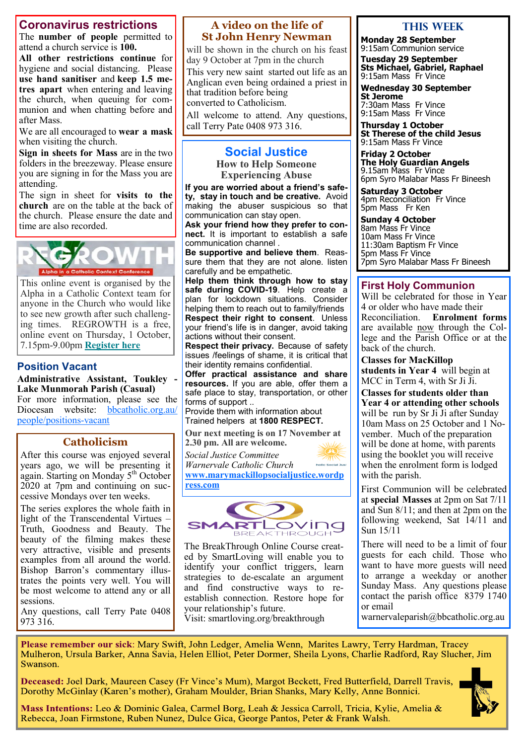## Coronavirus restrictions

The **number of people** permitted to attend a church service is **100.**

**All other restrictions continue** for hygiene and social distancing. Please **use hand sanitiser** and **keep 1.5 metres apart** when entering and leaving the church, when queuing for communion and when chatting before and after Mass.

We are all encouraged to **wear a mask** when visiting the church.

**Sign in sheets for Mass** are in the two folders in the breezeway. Please ensure you are signing in for the Mass you are attending.

The sign in sheet for **visits to the church** are on the table at the back of the church. Please ensure the date and time are also recorded.

REGROWTH
Alpha in a Catholic Context Conference

This online event is organised by the Alpha in a Catholic Context team for anyone in the Church who would like to see new growth after such challenging times. REGROWTH is a free, online event on Thursday, 1 October, 7.15pm-9.00pm **Register here**

## Position Vacant

**Administrative Assistant, Toukley - Lake Munmorah Parish (Casual)**

For more information, please see the Diocesan website: bbcatholic.org.au/people/positions-vacant

## Catholicism

After this course was enjoyed several years ago, we will be presenting it again. Starting on Monday 5th October 2020 at 7pm and continuing on successive Mondays over ten weeks.

The series explores the whole faith in light of the Transcendental Virtues – Truth, Goodness and Beauty. The beauty of the filming makes these very attractive, visible and presents examples from all around the world. Bishop Barron's commentary illustrates the points very well. You will be most welcome to attend any or all sessions.

Any questions, call Terry Pate 0408 973 316.

## A video on the life of St John Henry Newman

will be shown in the church on his feast day 9 October at 7pm in the church

This very new saint started out life as an Anglican even being ordained a priest in that tradition before being converted to Catholicism.

All welcome to attend. Any questions, call Terry Pate 0408 973 316.

## Social Justice

### How to Help Someone Experiencing Abuse

**If you are worried about a friend's safety, stay in touch and be creative.** Avoid making the abuser suspicious so that communication can stay open.

**Ask your friend how they prefer to connect.** It is important to establish a safe communication channel .

**Be supportive and believe them.** Reassure them that they are not alone. listen carefully and be empathetic.

**Help them think through how to stay safe during COVID-19.** Help create a plan for lockdown situations. Consider helping them to reach out to family/friends

**Respect their right to consent.** Unless your friend's life is in danger, avoid taking actions without their consent.

**Respect their privacy.** Because of safety issues /feelings of shame, it is critical that their identity remains confidential.

**Offer practical assistance and share resources.** If you are able, offer them a safe place to stay, transportation, or other forms of support ..

Provide them with information about Trained helpers at **1800 RESPECT.**

**Our next meeting is on 17 November at 2.30 pm. All are welcome.**

*Social Justice Committee*
*Warnervale Catholic Church*
**www.marymackillopsocialjustice.wordpress.com**

SMARTLOVING BREAKTHROUGH

The BreakThrough Online Course created by SmartLoving will enable you to identify your conflict triggers, learn strategies to de-escalate an argument and find constructive ways to re-establish connection. Restore hope for your relationship's future.

Visit: smartloving.org/breakthrough

## THIS WEEK

**Monday 28 September**
9:15am Communion service

**Tuesday 29 September**
**Sts Michael, Gabriel, Raphael**
9:15am Mass Fr Vince

**Wednesday 30 September**
**St Jerome**
7:30am Mass Fr Vince
9:15am Mass Fr Vince

**Thursday 1 October**
**St Therese of the child Jesus**
9:15am Mass Fr Vince

**Friday 2 October**
**The Holy Guardian Angels**
9.15am Mass Fr Vince
6pm Syro Malabar Mass Fr Bineesh

**Saturday 3 October**
4pm Reconciliation Fr Vince
5pm Mass Fr Ken

**Sunday 4 October**
8am Mass Fr Vince
10am Mass Fr Vince
11:30am Baptism Fr Vince
5pm Mass Fr Vince
7pm Syro Malabar Mass Fr Bineesh

## First Holy Communion

Will be celebrated for those in Year 4 or older who have made their Reconciliation. **Enrolment forms** are available now through the College and the Parish Office or at the back of the church.

**Classes for MacKillop students in Year 4** will begin at MCC in Term 4, with Sr Ji Ji.

**Classes for students older than Year 4 or attending other schools** will be run by Sr Ji Ji after Sunday 10am Mass on 25 October and 1 November. Much of the preparation will be done at home, with parents using the booklet you will receive when the enrolment form is lodged with the parish.

First Communion will be celebrated at **special Masses** at 2pm on Sat 7/11 and Sun 8/11; and then at 2pm on the following weekend, Sat 14/11 and Sun 15/11

There will need to be a limit of four guests for each child. Those who want to have more guests will need to arrange a weekday or another Sunday Mass. Any questions please contact the parish office 8379 1740 or email warnervaleparish@bbcatholic.org.au

**Please remember our sick**: Mary Swift, John Ledger, Amelia Wenn, Marites Lawry, Terry Hardman, Tracey Mulheron, Ursula Barker, Anna Savia, Helen Elliot, Peter Dormer, Sheila Lyons, Charlie Radford, Ray Slucher, Jim Swanson.

**Deceased:** Joel Dark, Maureen Casey (Fr Vince's Mum), Margot Beckett, Fred Butterfield, Darrell Travis, Dorothy McGinlay (Karen's mother), Graham Moulder, Brian Shanks, Mary Kelly, Anne Bonnici.

**Mass Intentions:** Leo & Dominic Galea, Carmel Borg, Leah & Jessica Carroll, Tricia, Kylie, Amelia & Rebecca, Joan Firmstone, Ruben Nunez, Dulce Gica, George Pantos, Peter & Frank Walsh.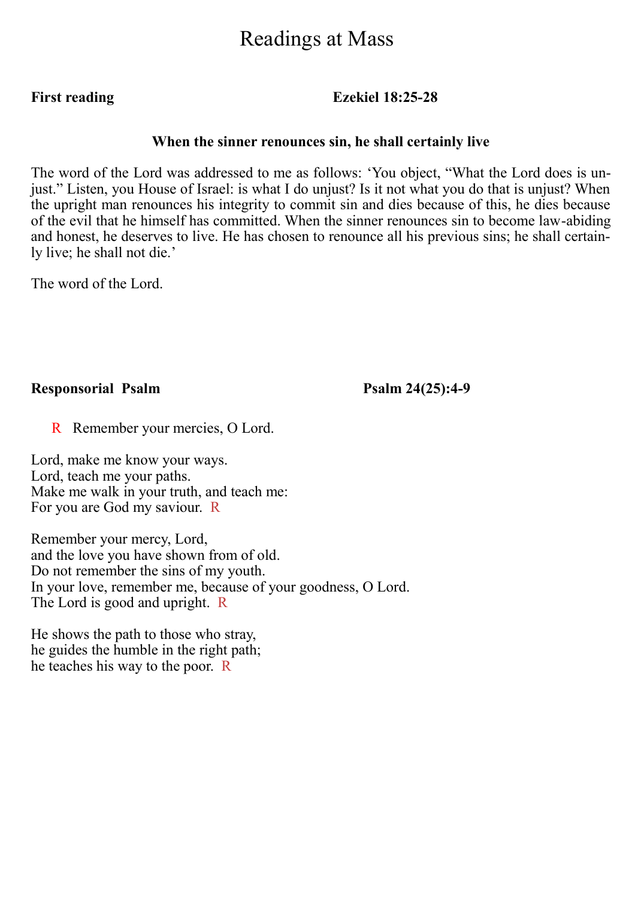# Readings at Mass

**First reading** **Ezekiel 18:25-28**

**When the sinner renounces sin, he shall certainly live**

The word of the Lord was addressed to me as follows: 'You object, "What the Lord does is unjust." Listen, you House of Israel: is what I do unjust? Is it not what you do that is unjust? When the upright man renounces his integrity to commit sin and dies because of this, he dies because of the evil that he himself has committed. When the sinner renounces sin to become law-abiding and honest, he deserves to live. He has chosen to renounce all his previous sins; he shall certainly live; he shall not die.'

The word of the Lord.

**Responsorial Psalm** **Psalm 24(25):4-9**

R Remember your mercies, O Lord.

Lord, make me know your ways.
Lord, teach me your paths.
Make me walk in your truth, and teach me:
For you are God my saviour. R

Remember your mercy, Lord,
and the love you have shown from of old.
Do not remember the sins of my youth.
In your love, remember me, because of your goodness, O Lord.
The Lord is good and upright. R

He shows the path to those who stray,
he guides the humble in the right path;
he teaches his way to the poor. R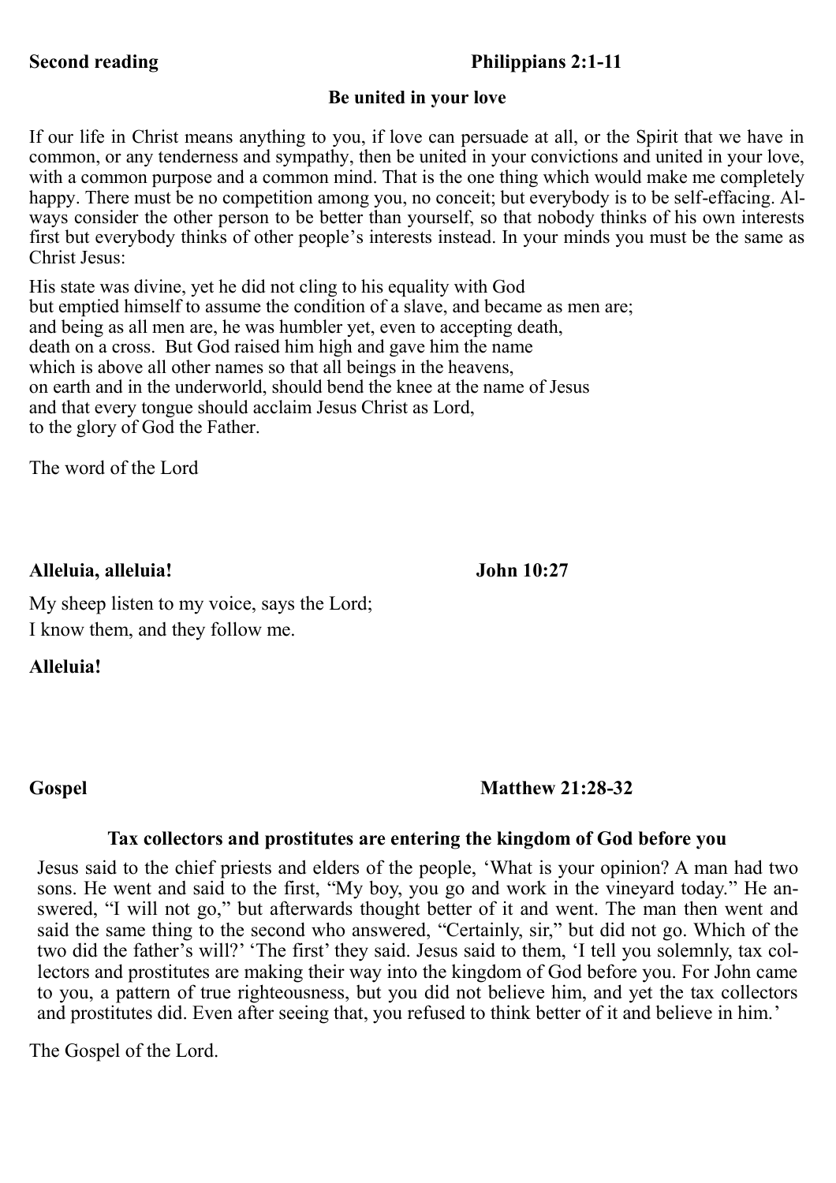**Second reading** **Philippians 2:1-11**

**Be united in your love**

If our life in Christ means anything to you, if love can persuade at all, or the Spirit that we have in common, or any tenderness and sympathy, then be united in your convictions and united in your love, with a common purpose and a common mind. That is the one thing which would make me completely happy. There must be no competition among you, no conceit; but everybody is to be self-effacing. Always consider the other person to be better than yourself, so that nobody thinks of his own interests first but everybody thinks of other people's interests instead. In your minds you must be the same as Christ Jesus:

His state was divine, yet he did not cling to his equality with God
but emptied himself to assume the condition of a slave, and became as men are;
and being as all men are, he was humbler yet, even to accepting death,
death on a cross. But God raised him high and gave him the name
which is above all other names so that all beings in the heavens,
on earth and in the underworld, should bend the knee at the name of Jesus
and that every tongue should acclaim Jesus Christ as Lord,
to the glory of God the Father.

The word of the Lord

**Alleluia, alleluia!** **John 10:27**

My sheep listen to my voice, says the Lord;
I know them, and they follow me.

**Alleluia!**

**Gospel** **Matthew 21:28-32**

**Tax collectors and prostitutes are entering the kingdom of God before you**

Jesus said to the chief priests and elders of the people, 'What is your opinion? A man had two sons. He went and said to the first, "My boy, you go and work in the vineyard today." He answered, "I will not go," but afterwards thought better of it and went. The man then went and said the same thing to the second who answered, "Certainly, sir," but did not go. Which of the two did the father's will?' 'The first' they said. Jesus said to them, 'I tell you solemnly, tax collectors and prostitutes are making their way into the kingdom of God before you. For John came to you, a pattern of true righteousness, but you did not believe him, and yet the tax collectors and prostitutes did. Even after seeing that, you refused to think better of it and believe in him.'

The Gospel of the Lord.